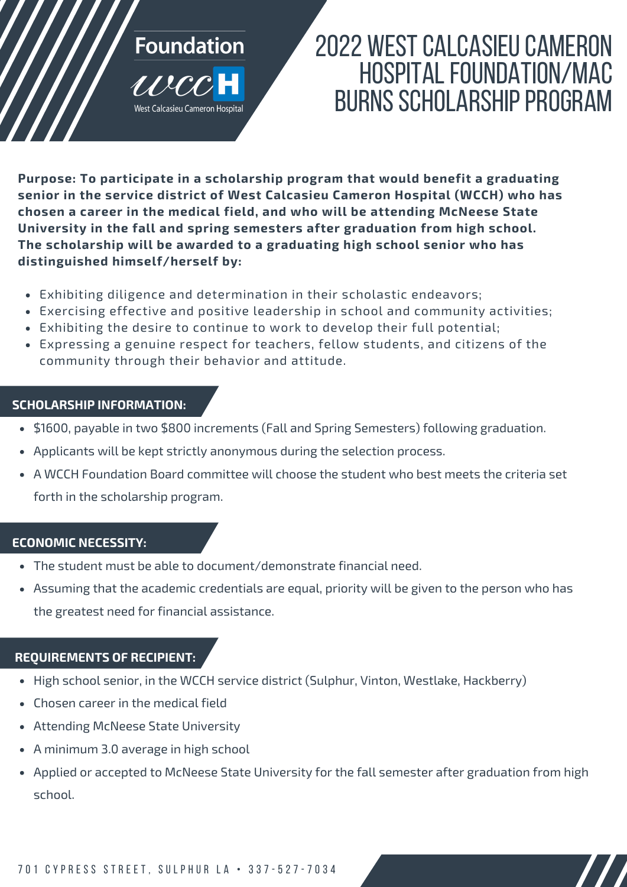Foundation

WCCH

West Calcasieu Cameron Hospital

# 2022 WEST CALCASIEU CAMERON HOSPITAL FOUNDATION/MAC BURNS SCHOLARSHIP PROGRAM

**Purpose: To participate in a scholarship program that would benefit a graduating senior in the service district of West Calcasieu Cameron Hospital (WCCH) who has chosen a career in the medical field, and who will be attending McNeese State University in the fall and spring semesters after graduation from high school. The scholarship will be awarded to a graduating high school senior who has distinguished himself/herself by:**

- Exhibiting diligence and determination in their scholastic endeavors;
- Exercising effective and positive leadership in school and community activities;
- Exhibiting the desire to continue to work to develop their full potential;
- Expressing a genuine respect for teachers, fellow students, and citizens of the community through their behavior and attitude.

## SCHOLARSHIP INFORMATION:

- $1600, payable in two $800 increments (Fall and Spring Semesters) following graduation.
- Applicants will be kept strictly anonymous during the selection process.
- A WCCH Foundation Board committee will choose the student who best meets the criteria set forth in the scholarship program.

## ECONOMIC NECESSITY:

- The student must be able to document/demonstrate financial need.
- Assuming that the academic credentials are equal, priority will be given to the person who has the greatest need for financial assistance.

## REQUIREMENTS OF RECIPIENT:

- High school senior, in the WCCH service district (Sulphur, Vinton, Westlake, Hackberry)
- Chosen career in the medical field
- Attending McNeese State University
- A minimum 3.0 average in high school
- Applied or accepted to McNeese State University for the fall semester after graduation from high school.

701 CYPRESS STREET, SULPHUR LA • 337-527-7034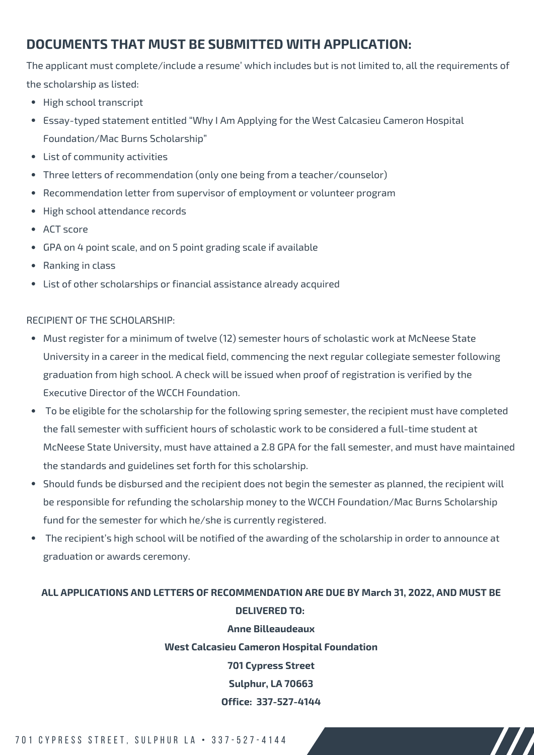## DOCUMENTS THAT MUST BE SUBMITTED WITH APPLICATION:

The applicant must complete/include a resume' which includes but is not limited to, all the requirements of the scholarship as listed:

- High school transcript
- Essay-typed statement entitled "Why I Am Applying for the West Calcasieu Cameron Hospital Foundation/Mac Burns Scholarship"
- List of community activities
- Three letters of recommendation (only one being from a teacher/counselor)
- Recommendation letter from supervisor of employment or volunteer program
- High school attendance records
- ACT score
- GPA on 4 point scale, and on 5 point grading scale if available
- Ranking in class
- List of other scholarships or financial assistance already acquired

RECIPIENT OF THE SCHOLARSHIP:

- Must register for a minimum of twelve (12) semester hours of scholastic work at McNeese State University in a career in the medical field, commencing the next regular collegiate semester following graduation from high school. A check will be issued when proof of registration is verified by the Executive Director of the WCCH Foundation.
- To be eligible for the scholarship for the following spring semester, the recipient must have completed the fall semester with sufficient hours of scholastic work to be considered a full-time student at McNeese State University, must have attained a 2.8 GPA for the fall semester, and must have maintained the standards and guidelines set forth for this scholarship.
- Should funds be disbursed and the recipient does not begin the semester as planned, the recipient will be responsible for refunding the scholarship money to the WCCH Foundation/Mac Burns Scholarship fund for the semester for which he/she is currently registered.
- The recipient's high school will be notified of the awarding of the scholarship in order to announce at graduation or awards ceremony.

**ALL APPLICATIONS AND LETTERS OF RECOMMENDATION ARE DUE BY March 31, 2022, AND MUST BE DELIVERED TO:**

**Anne Billeaudeaux**

**West Calcasieu Cameron Hospital Foundation**

**701 Cypress Street**

**Sulphur, LA 70663**

**Office: 337-527-4144**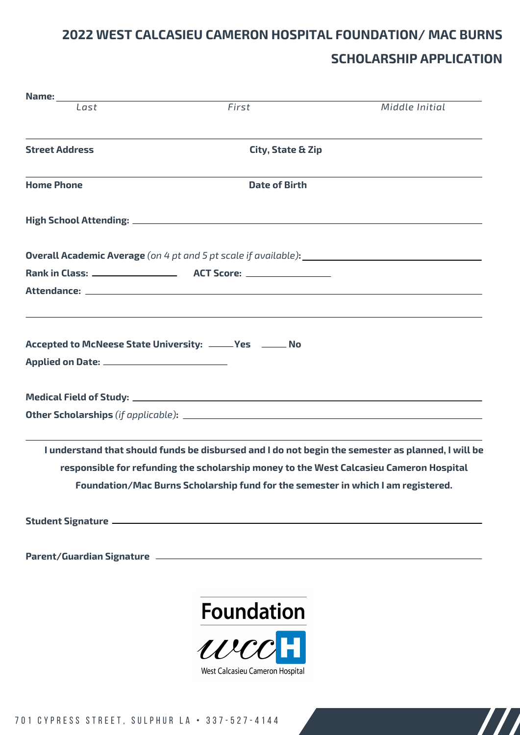# 2022 WEST CALCASIEU CAMERON HOSPITAL FOUNDATION/ MAC BURNS SCHOLARSHIP APPLICATION

**Name:** ______________________________________________
*Last* *First* *Middle Initial*

______________________________________________
**Street Address** **City, State & Zip**

______________________________________________
**Home Phone** **Date of Birth**

**High School Attending:** ______________________________________________

**Overall Academic Average** *(on 4 pt and 5 pt scale if available)*: ______________________

**Rank in Class:** ______________ **ACT Score:** ______________

**Attendance:** ______________________________________________

______________________________________________

**Accepted to McNeese State University:** _____ **Yes** _____ **No**

**Applied on Date:** ____________________

**Medical Field of Study:** ______________________________________________

**Other Scholarships** *(if applicable)*: ______________________________________________

______________________________________________

**I understand that should funds be disbursed and I do not begin the semester as planned, I will be responsible for refunding the scholarship money to the West Calcasieu Cameron Hospital Foundation/Mac Burns Scholarship fund for the semester in which I am registered.**

**Student Signature** ______________________________________________

**Parent/Guardian Signature** ______________________________________________

Foundation

wcc H

West Calcasieu Cameron Hospital

701 CYPRESS STREET, SULPHUR LA • 337-527-4144